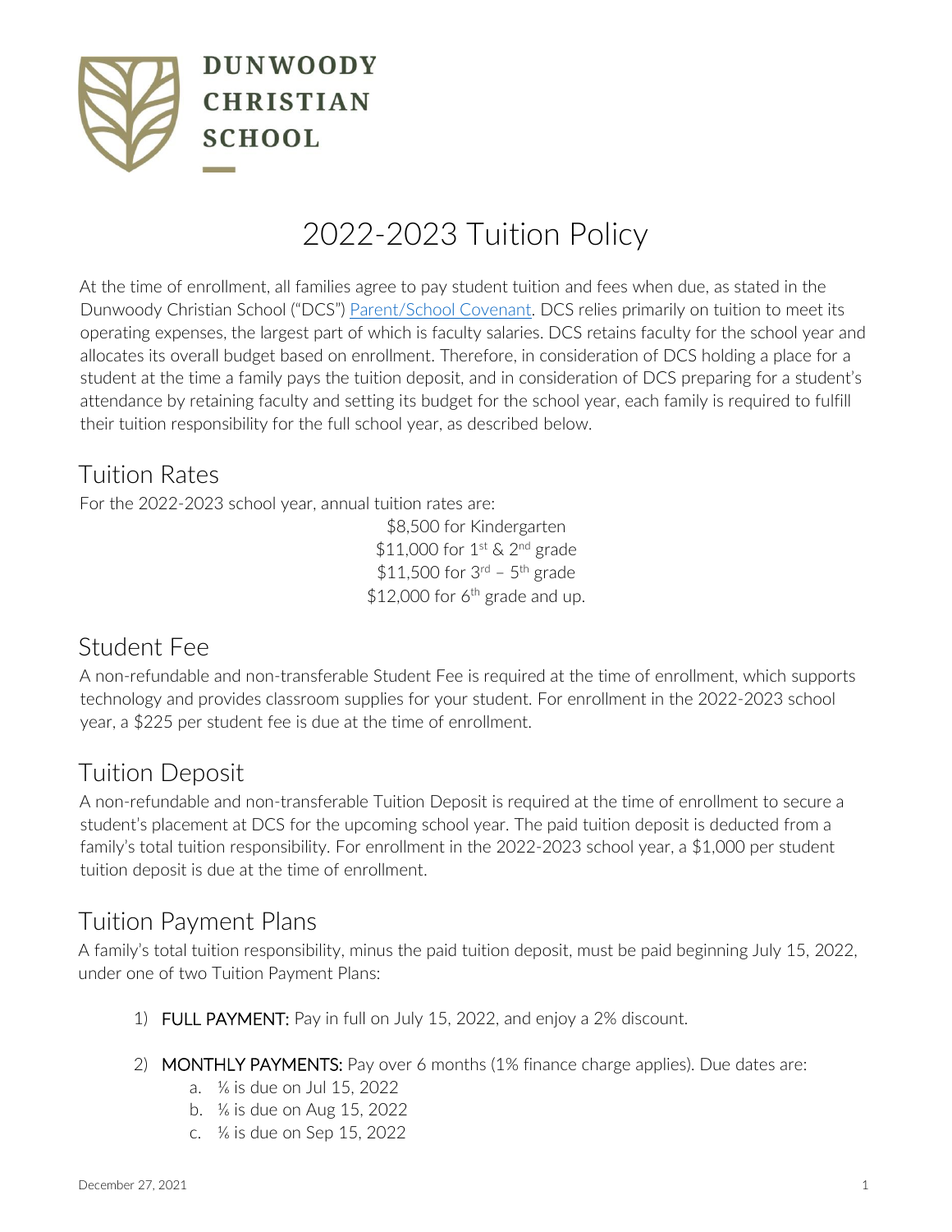**DUNWOODY CHRISTIAN SCHOOL**

# 2022-2023 Tuition Policy

At the time of enrollment, all families agree to pay student tuition and fees when due, as stated in the Dunwoody Christian School ("DCS") Parent/School Covenant. DCS relies primarily on tuition to meet its operating expenses, the largest part of which is faculty salaries. DCS retains faculty for the school year and allocates its overall budget based on enrollment. Therefore, in consideration of DCS holding a place for a student at the time a family pays the tuition deposit, and in consideration of DCS preparing for a student's attendance by retaining faculty and setting its budget for the school year, each family is required to fulfill their tuition responsibility for the full school year, as described below.

## Tuition Rates

For the 2022-2023 school year, annual tuition rates are:

$8,500 for Kindergarten
$11,000 for 1st & 2nd grade
$11,500 for 3rd – 5th grade
$12,000 for 6th grade and up.

## Student Fee

A non-refundable and non-transferable Student Fee is required at the time of enrollment, which supports technology and provides classroom supplies for your student. For enrollment in the 2022-2023 school year, a $225 per student fee is due at the time of enrollment.

## Tuition Deposit

A non-refundable and non-transferable Tuition Deposit is required at the time of enrollment to secure a student's placement at DCS for the upcoming school year. The paid tuition deposit is deducted from a family's total tuition responsibility. For enrollment in the 2022-2023 school year, a $1,000 per student tuition deposit is due at the time of enrollment.

## Tuition Payment Plans

A family's total tuition responsibility, minus the paid tuition deposit, must be paid beginning July 15, 2022, under one of two Tuition Payment Plans:

1) **FULL PAYMENT:** Pay in full on July 15, 2022, and enjoy a 2% discount.

2) **MONTHLY PAYMENTS:** Pay over 6 months (1% finance charge applies). Due dates are:
   a. ⅙ is due on Jul 15, 2022
   b. ⅙ is due on Aug 15, 2022
   c. ⅙ is due on Sep 15, 2022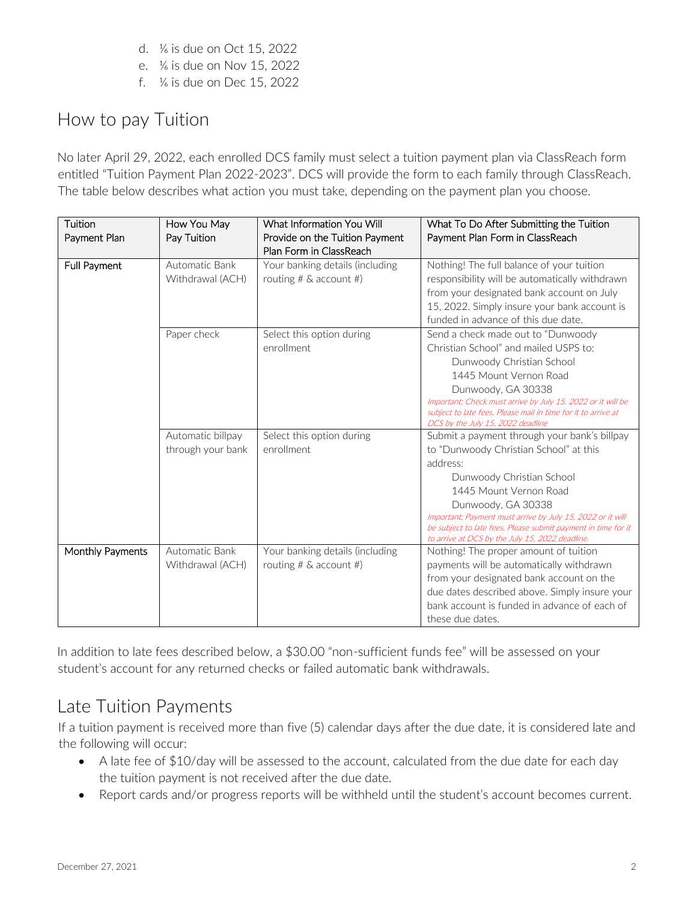d. ⅙ is due on Oct 15, 2022
e. ⅙ is due on Nov 15, 2022
f. ⅙ is due on Dec 15, 2022

## How to pay Tuition

No later April 29, 2022, each enrolled DCS family must select a tuition payment plan via ClassReach form entitled "Tuition Payment Plan 2022-2023". DCS will provide the form to each family through ClassReach. The table below describes what action you must take, depending on the payment plan you choose.

| Tuition Payment Plan | How You May Pay Tuition | What Information You Will Provide on the Tuition Payment Plan Form in ClassReach | What To Do After Submitting the Tuition Payment Plan Form in ClassReach |
|---|---|---|---|
| Full Payment | Automatic Bank Withdrawal (ACH) | Your banking details (including routing # & account #) | Nothing! The full balance of your tuition responsibility will be automatically withdrawn from your designated bank account on July 15, 2022. Simply insure your bank account is funded in advance of this due date. |
| | Paper check | Select this option during enrollment | Send a check made out to "Dunwoody Christian School" and mailed USPS to: Dunwoody Christian School, 1445 Mount Vernon Road, Dunwoody, GA 30338. *Important: Check must arrive by July 15, 2022 or it will be subject to late fees. Please mail in time for it to arrive at DCS by the July 15, 2022 deadline* |
| | Automatic billpay through your bank | Select this option during enrollment | Submit a payment through your bank's billpay to "Dunwoody Christian School" at this address: Dunwoody Christian School, 1445 Mount Vernon Road, Dunwoody, GA 30338. *Important: Payment must arrive by July 15, 2022 or it will be subject to late fees. Please submit payment in time for it to arrive at DCS by the July 15, 2022 deadline.* |
| Monthly Payments | Automatic Bank Withdrawal (ACH) | Your banking details (including routing # & account #) | Nothing! The proper amount of tuition payments will be automatically withdrawn from your designated bank account on the due dates described above. Simply insure your bank account is funded in advance of each of these due dates. |

In addition to late fees described below, a $30.00 "non-sufficient funds fee" will be assessed on your student's account for any returned checks or failed automatic bank withdrawals.

## Late Tuition Payments

If a tuition payment is received more than five (5) calendar days after the due date, it is considered late and the following will occur:

- A late fee of $10/day will be assessed to the account, calculated from the due date for each day the tuition payment is not received after the due date.
- Report cards and/or progress reports will be withheld until the student's account becomes current.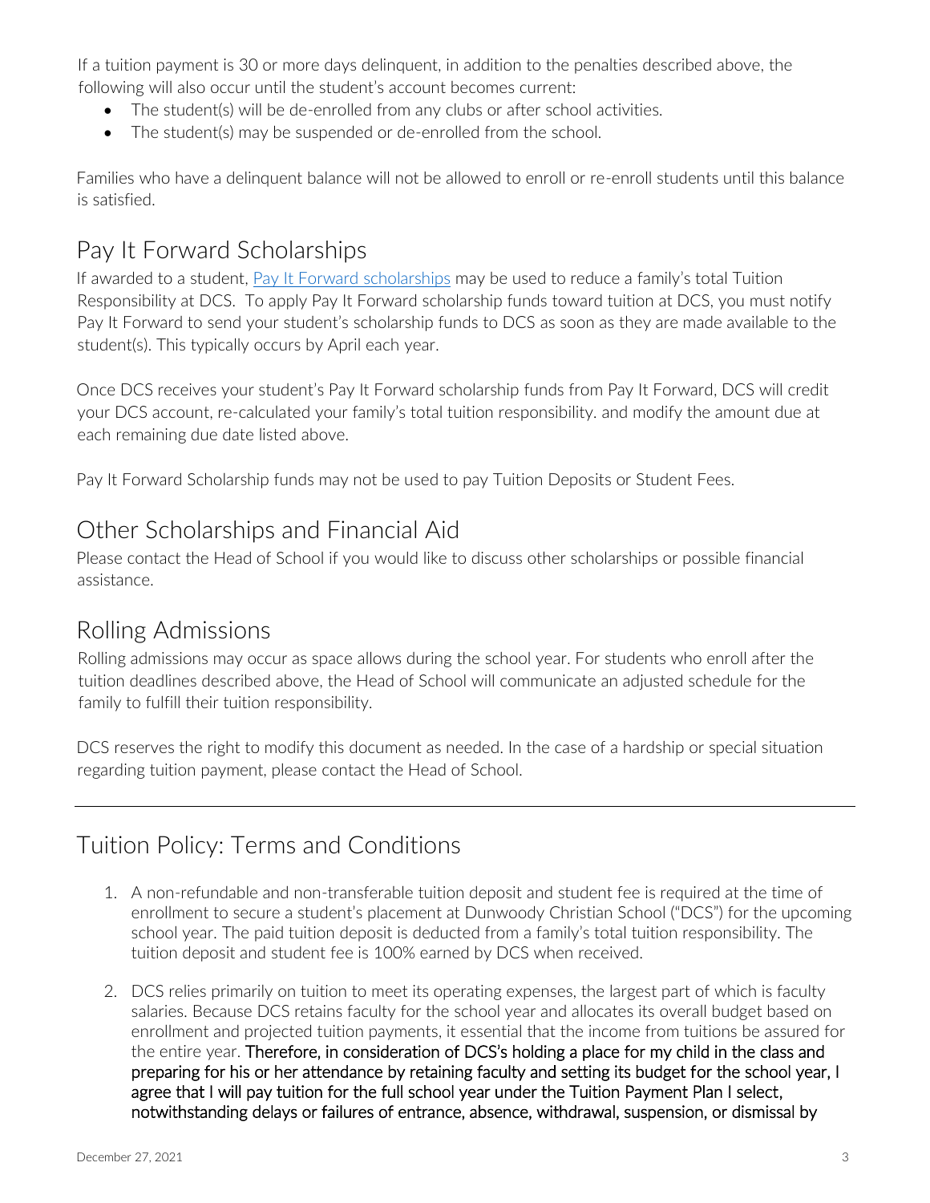If a tuition payment is 30 or more days delinquent, in addition to the penalties described above, the following will also occur until the student's account becomes current:

- The student(s) will be de-enrolled from any clubs or after school activities.
- The student(s) may be suspended or de-enrolled from the school.

Families who have a delinquent balance will not be allowed to enroll or re-enroll students until this balance is satisfied.

## Pay It Forward Scholarships

If awarded to a student, Pay It Forward scholarships may be used to reduce a family's total Tuition Responsibility at DCS. To apply Pay It Forward scholarship funds toward tuition at DCS, you must notify Pay It Forward to send your student's scholarship funds to DCS as soon as they are made available to the student(s). This typically occurs by April each year.

Once DCS receives your student's Pay It Forward scholarship funds from Pay It Forward, DCS will credit your DCS account, re-calculated your family's total tuition responsibility. and modify the amount due at each remaining due date listed above.

Pay It Forward Scholarship funds may not be used to pay Tuition Deposits or Student Fees.

## Other Scholarships and Financial Aid

Please contact the Head of School if you would like to discuss other scholarships or possible financial assistance.

## Rolling Admissions

Rolling admissions may occur as space allows during the school year. For students who enroll after the tuition deadlines described above, the Head of School will communicate an adjusted schedule for the family to fulfill their tuition responsibility.

DCS reserves the right to modify this document as needed. In the case of a hardship or special situation regarding tuition payment, please contact the Head of School.

---

## Tuition Policy: Terms and Conditions

1. A non-refundable and non-transferable tuition deposit and student fee is required at the time of enrollment to secure a student's placement at Dunwoody Christian School ("DCS") for the upcoming school year. The paid tuition deposit is deducted from a family's total tuition responsibility. The tuition deposit and student fee is 100% earned by DCS when received.

2. DCS relies primarily on tuition to meet its operating expenses, the largest part of which is faculty salaries. Because DCS retains faculty for the school year and allocates its overall budget based on enrollment and projected tuition payments, it essential that the income from tuitions be assured for the entire year. Therefore, in consideration of DCS's holding a place for my child in the class and preparing for his or her attendance by retaining faculty and setting its budget for the school year, I agree that I will pay tuition for the full school year under the Tuition Payment Plan I select, notwithstanding delays or failures of entrance, absence, withdrawal, suspension, or dismissal by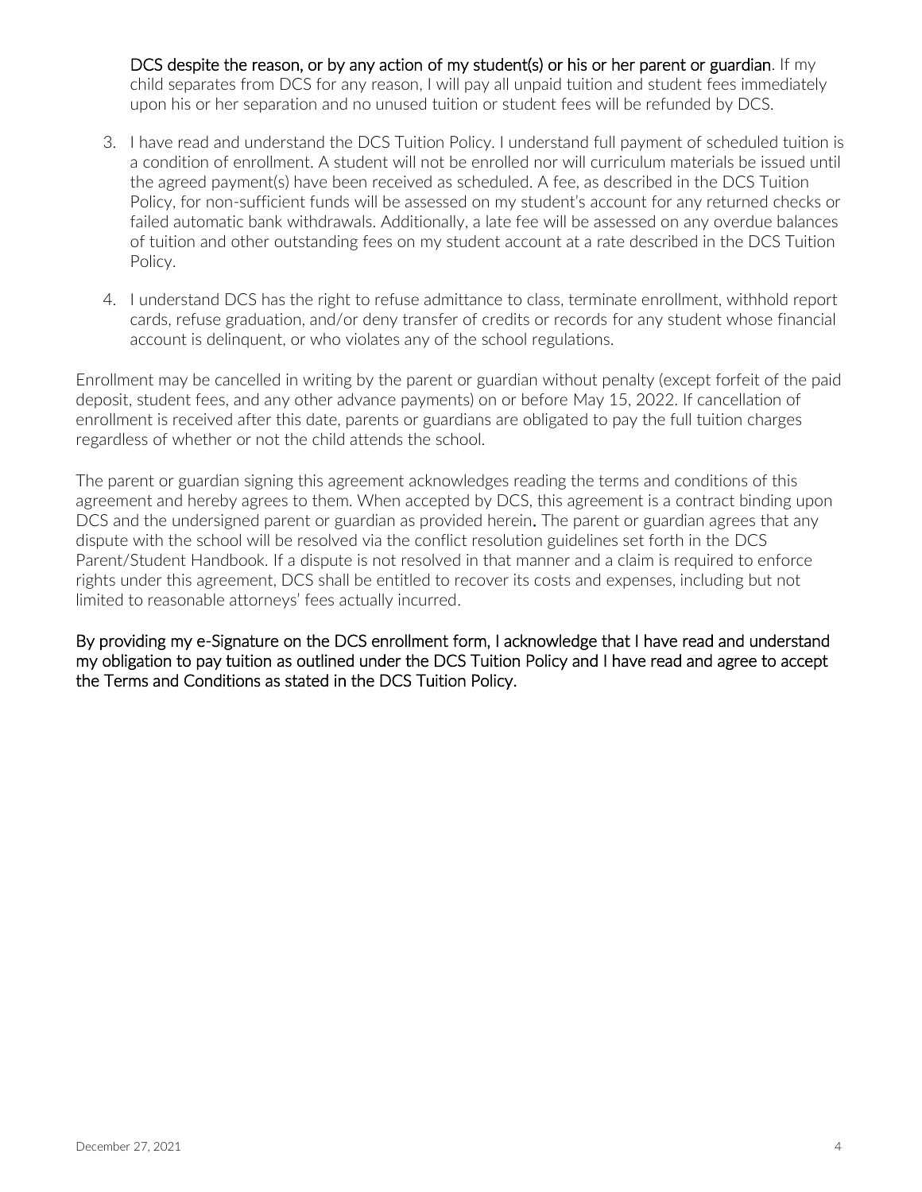DCS despite the reason, or by any action of my student(s) or his or her parent or guardian. If my child separates from DCS for any reason, I will pay all unpaid tuition and student fees immediately upon his or her separation and no unused tuition or student fees will be refunded by DCS.

3. I have read and understand the DCS Tuition Policy. I understand full payment of scheduled tuition is a condition of enrollment. A student will not be enrolled nor will curriculum materials be issued until the agreed payment(s) have been received as scheduled. A fee, as described in the DCS Tuition Policy, for non-sufficient funds will be assessed on my student's account for any returned checks or failed automatic bank withdrawals. Additionally, a late fee will be assessed on any overdue balances of tuition and other outstanding fees on my student account at a rate described in the DCS Tuition Policy.
4. I understand DCS has the right to refuse admittance to class, terminate enrollment, withhold report cards, refuse graduation, and/or deny transfer of credits or records for any student whose financial account is delinquent, or who violates any of the school regulations.

Enrollment may be cancelled in writing by the parent or guardian without penalty (except forfeit of the paid deposit, student fees, and any other advance payments) on or before May 15, 2022. If cancellation of enrollment is received after this date, parents or guardians are obligated to pay the full tuition charges regardless of whether or not the child attends the school.

The parent or guardian signing this agreement acknowledges reading the terms and conditions of this agreement and hereby agrees to them. When accepted by DCS, this agreement is a contract binding upon DCS and the undersigned parent or guardian as provided herein. The parent or guardian agrees that any dispute with the school will be resolved via the conflict resolution guidelines set forth in the DCS Parent/Student Handbook. If a dispute is not resolved in that manner and a claim is required to enforce rights under this agreement, DCS shall be entitled to recover its costs and expenses, including but not limited to reasonable attorneys' fees actually incurred.

By providing my e-Signature on the DCS enrollment form, I acknowledge that I have read and understand my obligation to pay tuition as outlined under the DCS Tuition Policy and I have read and agree to accept the Terms and Conditions as stated in the DCS Tuition Policy.